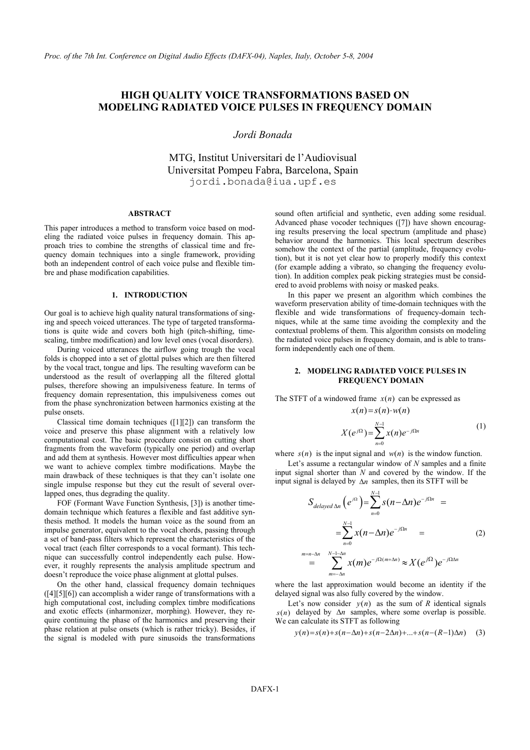# HIGH QUALITY VOICE TRANSFORMATIONS BASED ON MODELING RADIATED VOICE PULSES IN FREQUENCY DOMAIN

*Jordi Bonada*

MTG, Institut Universitari de l'Audiovisual
Universitat Pompeu Fabra, Barcelona, Spain
jordi.bonada@iua.upf.es

## ABSTRACT

This paper introduces a method to transform voice based on modeling the radiated voice pulses in frequency domain. This approach tries to combine the strengths of classical time and frequency domain techniques into a single framework, providing both an independent control of each voice pulse and flexible timbre and phase modification capabilities.

## 1. INTRODUCTION

Our goal is to achieve high quality natural transformations of singing and speech voiced utterances. The type of targeted transformations is quite wide and covers both high (pitch-shifting, time-scaling, timbre modification) and low level ones (vocal disorders).

During voiced utterances the airflow going trough the vocal folds is chopped into a set of glottal pulses which are then filtered by the vocal tract, tongue and lips. The resulting waveform can be understood as the result of overlapping all the filtered glottal pulses, therefore showing an impulsiveness feature. In terms of frequency domain representation, this impulsiveness comes out from the phase synchronization between harmonics existing at the pulse onsets.

Classical time domain techniques ([1][2]) can transform the voice and preserve this phase alignment with a relatively low computational cost. The basic procedure consist on cutting short fragments from the waveform (typically one period) and overlap and add them at synthesis. However most difficulties appear when we want to achieve complex timbre modifications. Maybe the main drawback of these techniques is that they can't isolate one single impulse response but they cut the result of several overlapped ones, thus degrading the quality.

FOF (Formant Wave Function Synthesis, [3]) is another time-domain technique which features a flexible and fast additive synthesis method. It models the human voice as the sound from an impulse generator, equivalent to the vocal chords, passing through a set of band-pass filters which represent the characteristics of the vocal tract (each filter corresponds to a vocal formant). This technique can successfully control independently each pulse. However, it roughly represents the analysis amplitude spectrum and doesn't reproduce the voice phase alignment at glottal pulses.

On the other hand, classical frequency domain techniques ([4][5][6]) can accomplish a wider range of transformations with a high computational cost, including complex timbre modifications and exotic effects (inharmonizer, morphing). However, they require continuing the phase of the harmonics and preserving their phase relation at pulse onsets (which is rather tricky). Besides, if the signal is modeled with pure sinusoids the transformations sound often artificial and synthetic, even adding some residual. Advanced phase vocoder techniques ([7]) have shown encouraging results preserving the local spectrum (amplitude and phase) behavior around the harmonics. This local spectrum describes somehow the context of the partial (amplitude, frequency evolution), but it is not yet clear how to properly modify this context (for example adding a vibrato, so changing the frequency evolution). In addition complex peak picking strategies must be considered to avoid problems with noisy or masked peaks.

In this paper we present an algorithm which combines the waveform preservation ability of time-domain techniques with the flexible and wide transformations of frequency-domain techniques, while at the same time avoiding the complexity and the contextual problems of them. This algorithm consists on modeling the radiated voice pulses in frequency domain, and is able to transform independently each one of them.

## 2. MODELING RADIATED VOICE PULSES IN FREQUENCY DOMAIN

The STFT of a windowed frame $x(n)$ can be expressed as

$$x(n) = s(n)\cdot w(n)$$
$$X(e^{j\Omega}) = \sum_{n=0}^{N-1} x(n)e^{-j\Omega n} \tag{1}$$

where $s(n)$ is the input signal and $w(n)$ is the window function.

Let's assume a rectangular window of *N* samples and a finite input signal shorter than *N* and covered by the window. If the input signal is delayed by $\Delta n$ samples, then its STFT will be

$$\begin{aligned} S_{delayed\,\Delta n}\left(e^{j\Omega}\right) &= \sum_{n=0}^{N-1} s(n-\Delta n)e^{-j\Omega n} = \\ &= \sum_{n=0}^{N-1} x(n-\Delta n)e^{-j\Omega n} = \\ &\overset{m=n-\Delta n}{=} \sum_{m=-\Delta n}^{N-1-\Delta n} x(m)e^{-j\Omega(m+\Delta n)} \approx X(e^{j\Omega})e^{-j\Omega\Delta n} \end{aligned} \tag{2}$$

where the last approximation would become an identity if the delayed signal was also fully covered by the window.

Let's now consider $y(n)$ as the sum of *R* identical signals $s(n)$ delayed by $\Delta n$ samples, where some overlap is possible. We can calculate its STFT as following

$$y(n) = s(n) + s(n-\Delta n) + s(n-2\Delta n) + ... + s(n-(R-1)\Delta n) \tag{3}$$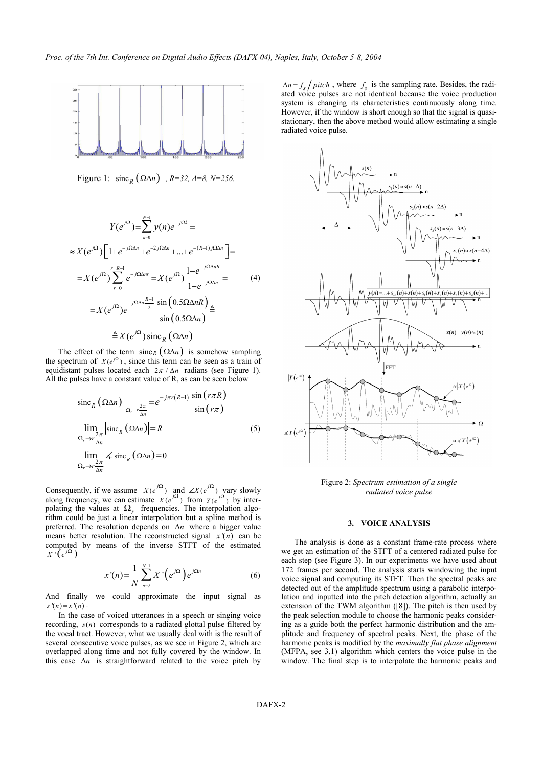Figure 1: $\left|\text{sinc}_R\left(\Omega\Delta n\right)\right|$ *, R=32, Δ=8, N=256.*

$$
\begin{aligned}
Y(e^{j\Omega}) &= \sum_{n=0}^{N-1} y(n) e^{-j\Omega k} = \\
&\approx X(e^{j\Omega})\left[1+e^{-j\Omega\Delta n}+e^{-2j\Omega\Delta n}+...+e^{-(R-1)j\Omega\Delta n}\right]= \\
&= X(e^{j\Omega})\sum_{r=0}^{r=R-1} e^{-j\Omega\Delta n r} = X(e^{j\Omega})\frac{1-e^{-j\Omega\Delta n R}}{1-e^{-j\Omega\Delta n}} = \\
&= X(e^{j\Omega}) e^{-j\Omega\Delta n\frac{R-1}{2}}\frac{\sin\left(0.5\Omega\Delta n R\right)}{\sin\left(0.5\Omega\Delta n\right)} \triangleq \\
&\triangleq X(e^{j\Omega})\,\text{sinc}_R\left(\Omega\Delta n\right)
\end{aligned} \tag{4}
$$

The effect of the term $\text{sinc}_R\left(\Omega\Delta n\right)$ is somehow sampling the spectrum of $X(e^{j\Omega})$, since this term can be seen as a train of equidistant pulses located each $2\pi/\Delta n$ radians (see Figure 1). All the pulses have a constant value of R, as can be seen below

$$
\begin{aligned}
&\text{sinc}_R\left(\Omega\Delta n\right)\Big|_{\Omega_r=r\frac{2\pi}{\Delta n}} = e^{-j\pi r(R-1)}\frac{\sin\left(r\pi R\right)}{\sin\left(r\pi\right)} \\
&\lim_{\Omega_r\to r\frac{2\pi}{\Delta n}}\left|\text{sinc}_R\left(\Omega\Delta n\right)\right| = R \\
&\lim_{\Omega_r\to r\frac{2\pi}{\Delta n}} \measuredangle\,\text{sinc}_R\left(\Omega\Delta n\right) = 0
\end{aligned} \tag{5}
$$

Consequently, if we assume $\left|X(e^{j\Omega})\right|$ and $\measuredangle X(e^{j\Omega})$ vary slowly along frequency, we can estimate $X(e^{j\Omega})$ from $Y(e^{j\Omega})$ by interpolating the values at $\Omega_r$ frequencies. The interpolation algorithm could be just a linear interpolation but a spline method is preferred. The resolution depends on $\Delta n$ where a bigger value means better resolution. The reconstructed signal $x'(n)$ can be computed by means of the inverse STFT of the estimated $X'\left(e^{j\Omega}\right)$

$$
x'(n) = \frac{1}{N}\sum_{n=0}^{N-1} X'\left(e^{j\Omega}\right)e^{j\Omega n} \tag{6}
$$

And finally we could approximate the input signal as $s'(n) = x'(n)$.

In the case of voiced utterances in a speech or singing voice recording, $s(n)$ corresponds to a radiated glottal pulse filtered by the vocal tract. However, what we usually deal with is the result of several consecutive voice pulses, as we see in Figure 2, which are overlapped along time and not fully covered by the window. In this case $\Delta n$ is straightforward related to the voice pitch by $\Delta n = f_s / pitch$, where $f_s$ is the sampling rate. Besides, the radiated voice pulses are not identical because the voice production system is changing its characteristics continuously along time. However, if the window is short enough so that the signal is quasi-stationary, then the above method would allow estimating a single radiated voice pulse.

Figure 2: *Spectrum estimation of a single radiated voice pulse*

## 3. VOICE ANALYSIS

The analysis is done as a constant frame-rate process where we get an estimation of the STFT of a centered radiated pulse for each step (see Figure 3). In our experiments we have used about 172 frames per second. The analysis starts windowing the input voice signal and computing its STFT. Then the spectral peaks are detected out of the amplitude spectrum using a parabolic interpolation and inputted into the pitch detection algorithm, actually an extension of the TWM algorithm ([8]). The pitch is then used by the peak selection module to choose the harmonic peaks considering as a guide both the perfect harmonic distribution and the amplitude and frequency of spectral peaks. Next, the phase of the harmonic peaks is modified by the *maximally flat phase alignment* (MFPA, see 3.1) algorithm which centers the voice pulse in the window. The final step is to interpolate the harmonic peaks and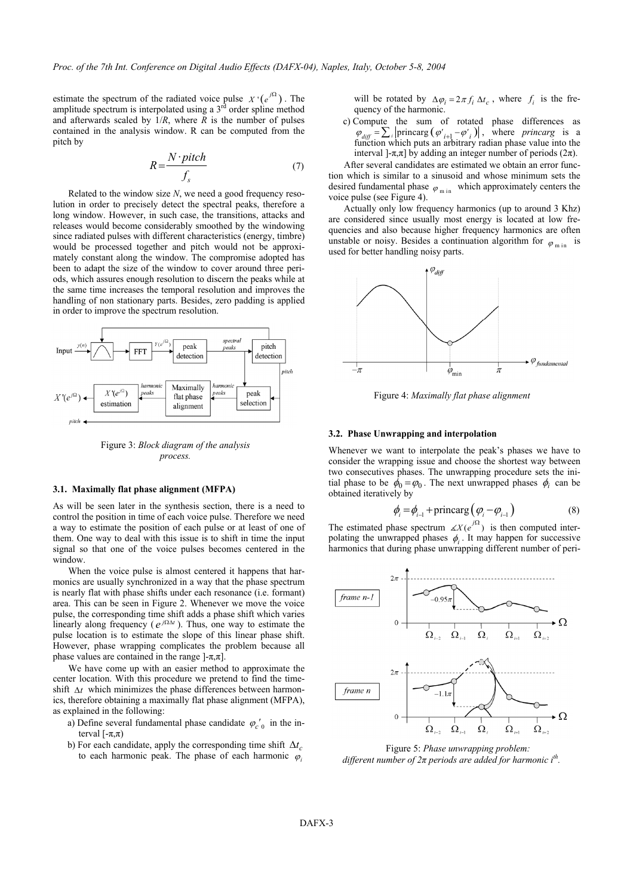estimate the spectrum of the radiated voice pulse $X'(e^{j\Omega})$. The amplitude spectrum is interpolated using a 3rd order spline method and afterwards scaled by $1/R$, where $R$ is the number of pulses contained in the analysis window. R can be computed from the pitch by

$$R = \frac{N \cdot pitch}{f_s} \tag{7}$$

Related to the window size $N$, we need a good frequency resolution in order to precisely detect the spectral peaks, therefore a long window. However, in such case, the transitions, attacks and releases would become considerably smoothed by the windowing since radiated pulses with different characteristics (energy, timbre) would be processed together and pitch would not be approximately constant along the window. The compromise adopted has been to adapt the size of the window to cover around three periods, which assures enough resolution to discern the peaks while at the same time increases the temporal resolution and improves the handling of non stationary parts. Besides, zero padding is applied in order to improve the spectrum resolution.

Figure 3: *Block diagram of the analysis process.*

### 3.1. Maximally flat phase alignment (MFPA)

As will be seen later in the synthesis section, there is a need to control the position in time of each voice pulse. Therefore we need a way to estimate the position of each pulse or at least of one of them. One way to deal with this issue is to shift in time the input signal so that one of the voice pulses becomes centered in the window.

When the voice pulse is almost centered it happens that harmonics are usually synchronized in a way that the phase spectrum is nearly flat with phase shifts under each resonance (i.e. formant) area. This can be seen in Figure 2. Whenever we move the voice pulse, the corresponding time shift adds a phase shift which varies linearly along frequency ($e^{j\Omega\Delta t}$). Thus, one way to estimate the pulse location is to estimate the slope of this linear phase shift. However, phase wrapping complicates the problem because all phase values are contained in the range $]-\pi,\pi]$.

We have come up with an easier method to approximate the center location. With this procedure we pretend to find the time-shift $\Delta t$ which minimizes the phase differences between harmonics, therefore obtaining a maximally flat phase alignment (MFPA), as explained in the following:

a) Define several fundamental phase candidate $\varphi_c{'}_0$ in the interval $[-\pi,\pi)$
b) For each candidate, apply the corresponding time shift $\Delta t_c$ to each harmonic peak. The phase of each harmonic $\varphi_i$ will be rotated by $\Delta\varphi_i = 2\pi f_i \Delta t_c$, where $f_i$ is the frequency of the harmonic.
c) Compute the sum of rotated phase differences as $\varphi_{diff} = \sum_i \left|\text{princarg}\left(\varphi'_{i+1} - \varphi'_i\right)\right|$, where *princarg* is a function which puts an arbitrary radian phase value into the interval $]-\pi,\pi]$ by adding an integer number of periods ($2\pi$).

After several candidates are estimated we obtain an error function which is similar to a sinusoid and whose minimum sets the desired fundamental phase $\varphi_{\min}$ which approximately centers the voice pulse (see Figure 4).

Actually only low frequency harmonics (up to around 3 Khz) are considered since usually most energy is located at low frequencies and also because higher frequency harmonics are often unstable or noisy. Besides a continuation algorithm for $\varphi_{\min}$ is used for better handling noisy parts.

Figure 4: *Maximally flat phase alignment*

### 3.2. Phase Unwrapping and interpolation

Whenever we want to interpolate the peak's phases we have to consider the wrapping issue and choose the shortest way between two consecutives phases. The unwrapping procedure sets the initial phase to be $\phi_0 = \varphi_0$. The next unwrapped phases $\phi_i$ can be obtained iteratively by

$$\phi_i = \phi_{i-1} + \text{princarg}\left(\varphi_i - \varphi_{i-1}\right) \tag{8}$$

The estimated phase spectrum $\measuredangle X(e^{j\Omega})$ is then computed interpolating the unwrapped phases $\phi_i$. It may happen for successive harmonics that during phase unwrapping different number of peri-

Figure 5: *Phase unwrapping problem: different number of 2π periods are added for harmonic $i^{th}$.*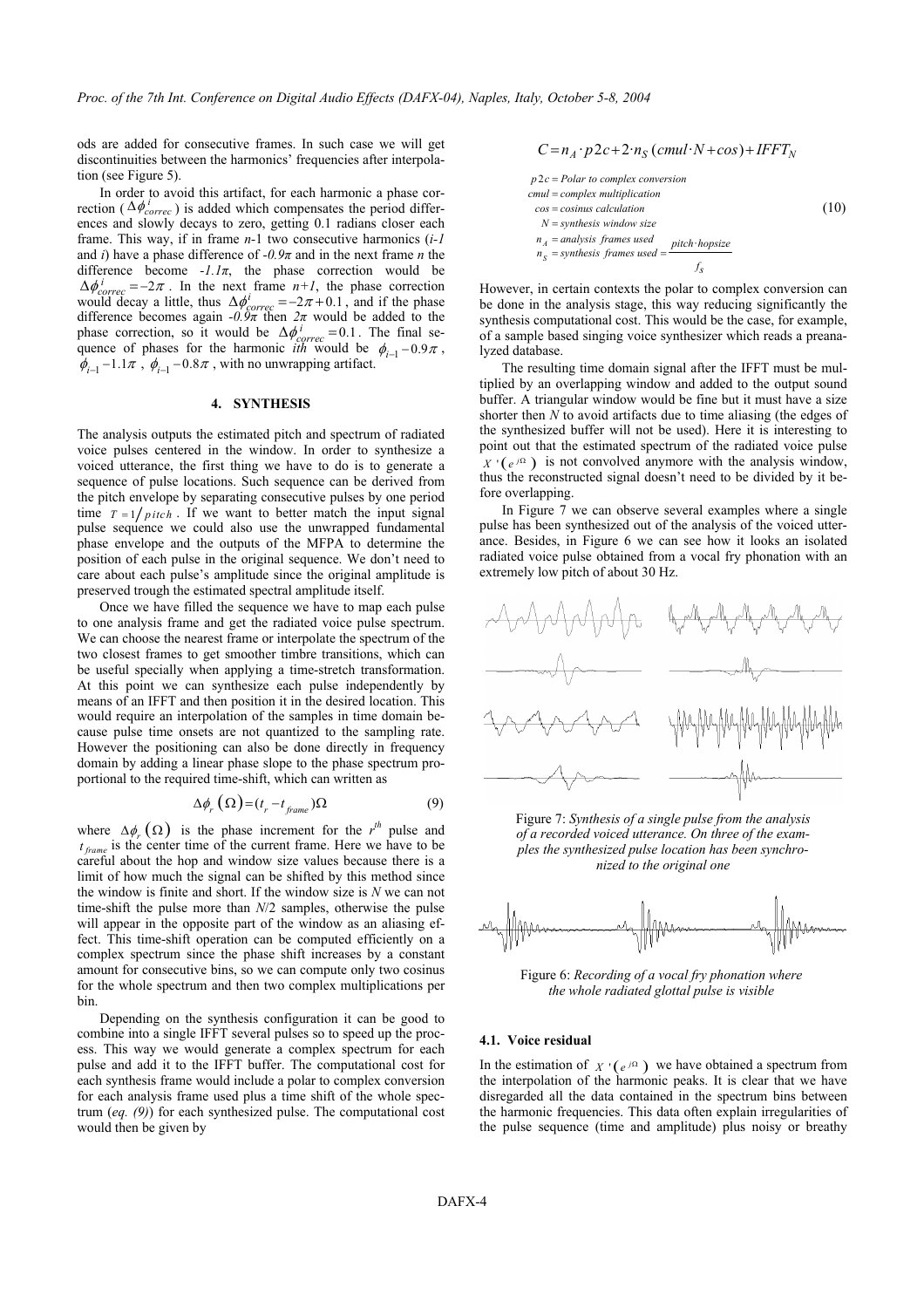ods are added for consecutive frames. In such case we will get discontinuities between the harmonics' frequencies after interpolation (see Figure 5).

In order to avoid this artifact, for each harmonic a phase correction ($\Delta\phi^i_{correc}$) is added which compensates the period differences and slowly decays to zero, getting 0.1 radians closer each frame. This way, if in frame *n*-1 two consecutive harmonics (*i-1* and *i*) have a phase difference of *-0.9π* and in the next frame *n* the difference become *-1.1π*, the phase correction would be $\Delta\phi^i_{correc} = -2\pi$. In the next frame *n+1*, the phase correction would decay a little, thus $\Delta\phi^i_{correc} = -2\pi + 0.1$, and if the phase difference becomes again *-0.9π* then *2π* would be added to the phase correction, so it would be $\Delta\phi^i_{correc} = 0.1$. The final sequence of phases for the harmonic *ith* would be $\phi_{i-1} - 0.9\pi$, $\phi_{i-1} - 1.1\pi$, $\phi_{i-1} - 0.8\pi$, with no unwrapping artifact.

## 4. SYNTHESIS

The analysis outputs the estimated pitch and spectrum of radiated voice pulses centered in the window. In order to synthesize a voiced utterance, the first thing we have to do is to generate a sequence of pulse locations. Such sequence can be derived from the pitch envelope by separating consecutive pulses by one period time $T = 1/pitch$. If we want to better match the input signal pulse sequence we could also use the unwrapped fundamental phase envelope and the outputs of the MFPA to determine the position of each pulse in the original sequence. We don't need to care about each pulse's amplitude since the original amplitude is preserved trough the estimated spectral amplitude itself.

Once we have filled the sequence we have to map each pulse to one analysis frame and get the radiated voice pulse spectrum. We can choose the nearest frame or interpolate the spectrum of the two closest frames to get smoother timbre transitions, which can be useful specially when applying a time-stretch transformation. At this point we can synthesize each pulse independently by means of an IFFT and then position it in the desired location. This would require an interpolation of the samples in time domain because pulse time onsets are not quantized to the sampling rate. However the positioning can also be done directly in frequency domain by adding a linear phase slope to the phase spectrum proportional to the required time-shift, which can written as

$$\Delta\phi_r(\Omega) = (t_r - t_{frame})\Omega \tag{9}$$

where $\Delta\phi_r(\Omega)$ is the phase increment for the $r^{th}$ pulse and $t_{frame}$ is the center time of the current frame. Here we have to be careful about the hop and window size values because there is a limit of how much the signal can be shifted by this method since the window is finite and short. If the window size is *N* we can not time-shift the pulse more than *N*/2 samples, otherwise the pulse will appear in the opposite part of the window as an aliasing effect. This time-shift operation can be computed efficiently on a complex spectrum since the phase shift increases by a constant amount for consecutive bins, so we can compute only two cosinus for the whole spectrum and then two complex multiplications per bin.

Depending on the synthesis configuration it can be good to combine into a single IFFT several pulses so to speed up the process. This way we would generate a complex spectrum for each pulse and add it to the IFFT buffer. The computational cost for each synthesis frame would include a polar to complex conversion for each analysis frame used plus a time shift of the whole spectrum (*eq. (9)*) for each synthesized pulse. The computational cost would then be given by

$$C = n_A \cdot p2c + 2 \cdot n_S (cmul \cdot N + cos) + IFFT_N$$

$$\begin{aligned} p2c &= \textit{Polar to complex conversion} \\ cmul &= \textit{complex multiplication} \\ cos &= \textit{cosinus calculation} \\ N &= \textit{synthesis window size} \\ n_A &= \textit{analysis frames used} \\ n_S &= \textit{synthesis frames used} = \frac{pitch \cdot hopsize}{f_S} \end{aligned} \tag{10}$$

However, in certain contexts the polar to complex conversion can be done in the analysis stage, this way reducing significantly the synthesis computational cost. This would be the case, for example, of a sample based singing voice synthesizer which reads a preanalyzed database.

The resulting time domain signal after the IFFT must be multiplied by an overlapping window and added to the output sound buffer. A triangular window would be fine but it must have a size shorter then *N* to avoid artifacts due to time aliasing (the edges of the synthesized buffer will not be used). Here it is interesting to point out that the estimated spectrum of the radiated voice pulse $X'(e^{j\Omega})$ is not convolved anymore with the analysis window, thus the reconstructed signal doesn't need to be divided by it before overlapping.

In Figure 7 we can observe several examples where a single pulse has been synthesized out of the analysis of the voiced utterance. Besides, in Figure 6 we can see how it looks an isolated radiated voice pulse obtained from a vocal fry phonation with an extremely low pitch of about 30 Hz.

*Figure 7: Synthesis of a single pulse from the analysis of a recorded voiced utterance. On three of the examples the synthesized pulse location has been synchronized to the original one*

*Figure 6: Recording of a vocal fry phonation where the whole radiated glottal pulse is visible*

### 4.1. Voice residual

In the estimation of $X'(e^{j\Omega})$ we have obtained a spectrum from the interpolation of the harmonic peaks. It is clear that we have disregarded all the data contained in the spectrum bins between the harmonic frequencies. This data often explain irregularities of the pulse sequence (time and amplitude) plus noisy or breathy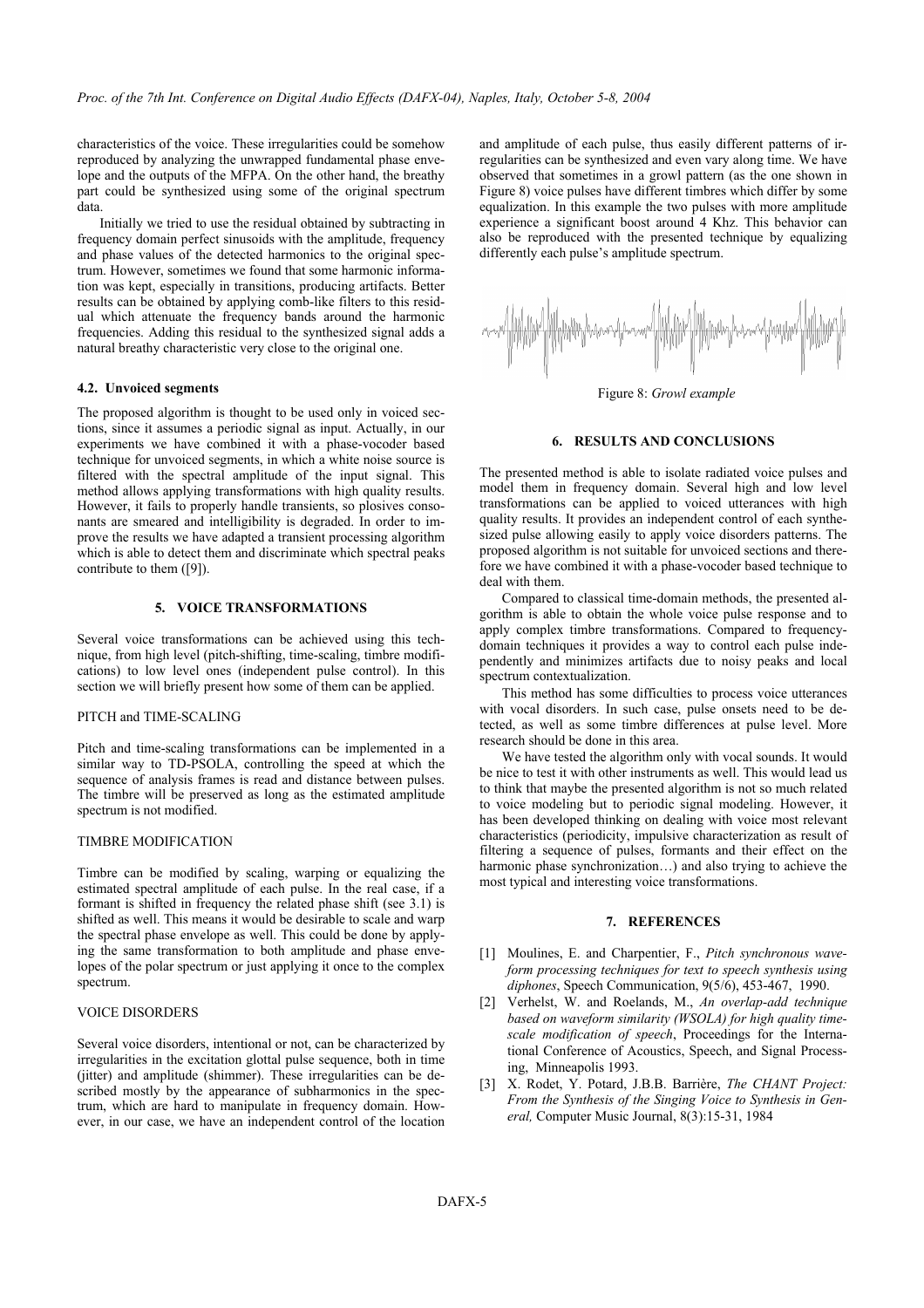characteristics of the voice. These irregularities could be somehow reproduced by analyzing the unwrapped fundamental phase envelope and the outputs of the MFPA. On the other hand, the breathy part could be synthesized using some of the original spectrum data.

Initially we tried to use the residual obtained by subtracting in frequency domain perfect sinusoids with the amplitude, frequency and phase values of the detected harmonics to the original spectrum. However, sometimes we found that some harmonic information was kept, especially in transitions, producing artifacts. Better results can be obtained by applying comb-like filters to this residual which attenuate the frequency bands around the harmonic frequencies. Adding this residual to the synthesized signal adds a natural breathy characteristic very close to the original one.

### 4.2. Unvoiced segments

The proposed algorithm is thought to be used only in voiced sections, since it assumes a periodic signal as input. Actually, in our experiments we have combined it with a phase-vocoder based technique for unvoiced segments, in which a white noise source is filtered with the spectral amplitude of the input signal. This method allows applying transformations with high quality results. However, it fails to properly handle transients, so plosives consonants are smeared and intelligibility is degraded. In order to improve the results we have adapted a transient processing algorithm which is able to detect them and discriminate which spectral peaks contribute to them ([9]).

## 5. VOICE TRANSFORMATIONS

Several voice transformations can be achieved using this technique, from high level (pitch-shifting, time-scaling, timbre modifications) to low level ones (independent pulse control). In this section we will briefly present how some of them can be applied.

PITCH and TIME-SCALING

Pitch and time-scaling transformations can be implemented in a similar way to TD-PSOLA, controlling the speed at which the sequence of analysis frames is read and distance between pulses. The timbre will be preserved as long as the estimated amplitude spectrum is not modified.

TIMBRE MODIFICATION

Timbre can be modified by scaling, warping or equalizing the estimated spectral amplitude of each pulse. In the real case, if a formant is shifted in frequency the related phase shift (see 3.1) is shifted as well. This means it would be desirable to scale and warp the spectral phase envelope as well. This could be done by applying the same transformation to both amplitude and phase envelopes of the polar spectrum or just applying it once to the complex spectrum.

VOICE DISORDERS

Several voice disorders, intentional or not, can be characterized by irregularities in the excitation glottal pulse sequence, both in time (jitter) and amplitude (shimmer). These irregularities can be described mostly by the appearance of subharmonics in the spectrum, which are hard to manipulate in frequency domain. However, in our case, we have an independent control of the location and amplitude of each pulse, thus easily different patterns of irregularities can be synthesized and even vary along time. We have observed that sometimes in a growl pattern (as the one shown in Figure 8) voice pulses have different timbres which differ by some equalization. In this example the two pulses with more amplitude experience a significant boost around 4 Khz. This behavior can also be reproduced with the presented technique by equalizing differently each pulse's amplitude spectrum.

Figure 8: *Growl example*

## 6. RESULTS AND CONCLUSIONS

The presented method is able to isolate radiated voice pulses and model them in frequency domain. Several high and low level transformations can be applied to voiced utterances with high quality results. It provides an independent control of each synthesized pulse allowing easily to apply voice disorders patterns. The proposed algorithm is not suitable for unvoiced sections and therefore we have combined it with a phase-vocoder based technique to deal with them.

Compared to classical time-domain methods, the presented algorithm is able to obtain the whole voice pulse response and to apply complex timbre transformations. Compared to frequency-domain techniques it provides a way to control each pulse independently and minimizes artifacts due to noisy peaks and local spectrum contextualization.

This method has some difficulties to process voice utterances with vocal disorders. In such case, pulse onsets need to be detected, as well as some timbre differences at pulse level. More research should be done in this area.

We have tested the algorithm only with vocal sounds. It would be nice to test it with other instruments as well. This would lead us to think that maybe the presented algorithm is not so much related to voice modeling but to periodic signal modeling. However, it has been developed thinking on dealing with voice most relevant characteristics (periodicity, impulsive characterization as result of filtering a sequence of pulses, formants and their effect on the harmonic phase synchronization…) and also trying to achieve the most typical and interesting voice transformations.

## 7. REFERENCES

[1] Moulines, E. and Charpentier, F., *Pitch synchronous waveform processing techniques for text to speech synthesis using diphones*, Speech Communication, 9(5/6), 453-467, 1990.

[2] Verhelst, W. and Roelands, M., *An overlap-add technique based on waveform similarity (WSOLA) for high quality time-scale modification of speech*, Proceedings for the International Conference of Acoustics, Speech, and Signal Processing, Minneapolis 1993.

[3] X. Rodet, Y. Potard, J.B.B. Barrière, *The CHANT Project: From the Synthesis of the Singing Voice to Synthesis in General,* Computer Music Journal, 8(3):15-31, 1984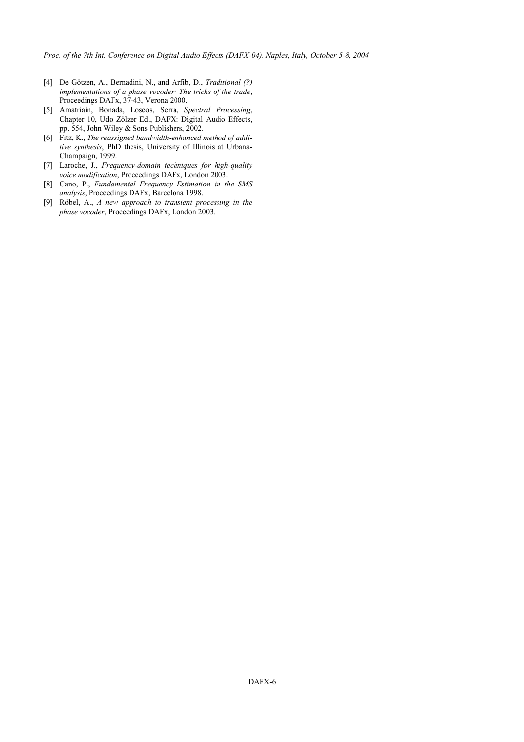[4] De Götzen, A., Bernadini, N., and Arfib, D., *Traditional (?) implementations of a phase vocoder: The tricks of the trade*, Proceedings DAFx, 37-43, Verona 2000.

[5] Amatriain, Bonada, Loscos, Serra, *Spectral Processing*, Chapter 10, Udo Zölzer Ed., DAFX: Digital Audio Effects, pp. 554, John Wiley & Sons Publishers, 2002.

[6] Fitz, K., *The reassigned bandwidth-enhanced method of additive synthesis*, PhD thesis, University of Illinois at Urbana-Champaign, 1999.

[7] Laroche, J., *Frequency-domain techniques for high-quality voice modification*, Proceedings DAFx, London 2003.

[8] Cano, P., *Fundamental Frequency Estimation in the SMS analysis*, Proceedings DAFx, Barcelona 1998.

[9] Röbel, A., *A new approach to transient processing in the phase vocoder*, Proceedings DAFx, London 2003.